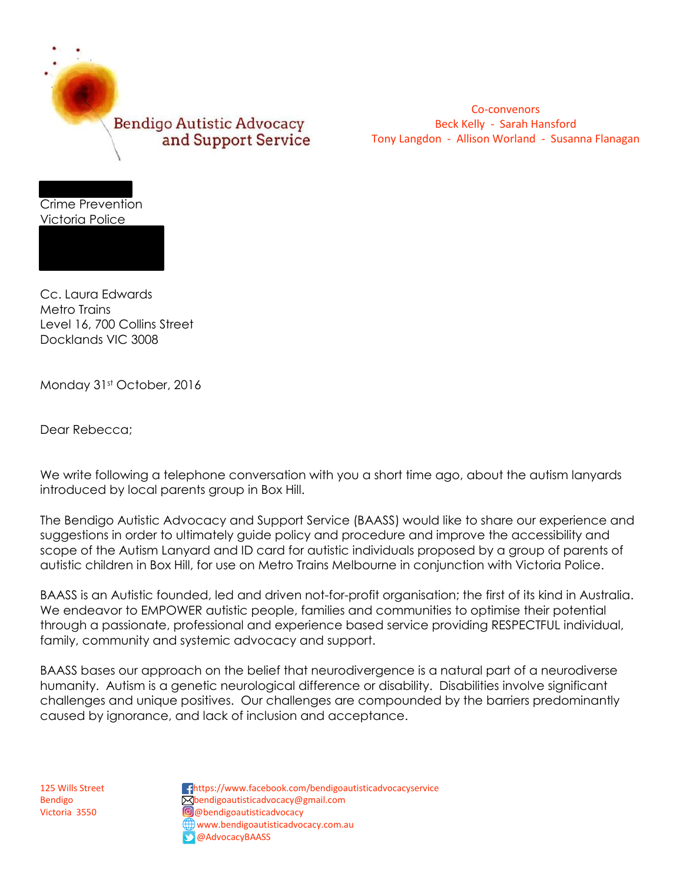Bendigo Autistic Advocacy and Support Service

Co-convenors
Beck Kelly - Sarah Hansford
Tony Langdon - Allison Worland - Susanna Flanagan

Crime Prevention
Victoria Police

Cc. Laura Edwards
Metro Trains
Level 16, 700 Collins Street
Docklands VIC 3008

Monday 31st October, 2016

Dear Rebecca;

We write following a telephone conversation with you a short time ago, about the autism lanyards introduced by local parents group in Box Hill.

The Bendigo Autistic Advocacy and Support Service (BAASS) would like to share our experience and suggestions in order to ultimately guide policy and procedure and improve the accessibility and scope of the Autism Lanyard and ID card for autistic individuals proposed by a group of parents of autistic children in Box Hill, for use on Metro Trains Melbourne in conjunction with Victoria Police.

BAASS is an Autistic founded, led and driven not-for-profit organisation; the first of its kind in Australia. We endeavor to EMPOWER autistic people, families and communities to optimise their potential through a passionate, professional and experience based service providing RESPECTFUL individual, family, community and systemic advocacy and support.

BAASS bases our approach on the belief that neurodivergence is a natural part of a neurodiverse humanity. Autism is a genetic neurological difference or disability. Disabilities involve significant challenges and unique positives. Our challenges are compounded by the barriers predominantly caused by ignorance, and lack of inclusion and acceptance.

125 Wills Street
Bendigo
Victoria 3550

https://www.facebook.com/bendigoautisticadvocacyservice
bendigoautisticadvocacy@gmail.com
@bendigoautisticadvocacy
www.bendigoautisticadvocacy.com.au
@AdvocacyBAASS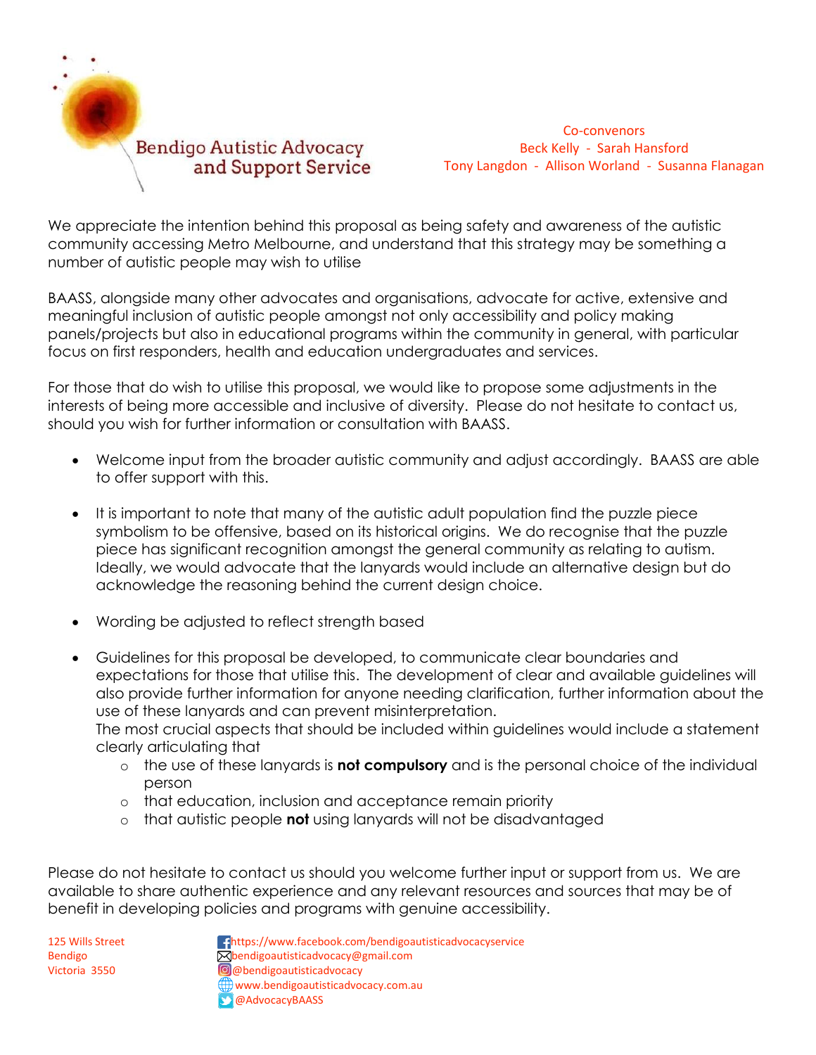Bendigo Autistic Advocacy and Support Service

Co-convenors
Beck Kelly - Sarah Hansford
Tony Langdon - Allison Worland - Susanna Flanagan

We appreciate the intention behind this proposal as being safety and awareness of the autistic community accessing Metro Melbourne, and understand that this strategy may be something a number of autistic people may wish to utilise

BAASS, alongside many other advocates and organisations, advocate for active, extensive and meaningful inclusion of autistic people amongst not only accessibility and policy making panels/projects but also in educational programs within the community in general, with particular focus on first responders, health and education undergraduates and services.

For those that do wish to utilise this proposal, we would like to propose some adjustments in the interests of being more accessible and inclusive of diversity. Please do not hesitate to contact us, should you wish for further information or consultation with BAASS.

- Welcome input from the broader autistic community and adjust accordingly. BAASS are able to offer support with this.

- It is important to note that many of the autistic adult population find the puzzle piece symbolism to be offensive, based on its historical origins. We do recognise that the puzzle piece has significant recognition amongst the general community as relating to autism. Ideally, we would advocate that the lanyards would include an alternative design but do acknowledge the reasoning behind the current design choice.

- Wording be adjusted to reflect strength based

- Guidelines for this proposal be developed, to communicate clear boundaries and expectations for those that utilise this. The development of clear and available guidelines will also provide further information for anyone needing clarification, further information about the use of these lanyards and can prevent misinterpretation.
  The most crucial aspects that should be included within guidelines would include a statement clearly articulating that
  - the use of these lanyards is **not compulsory** and is the personal choice of the individual person
  - that education, inclusion and acceptance remain priority
  - that autistic people **not** using lanyards will not be disadvantaged

Please do not hesitate to contact us should you welcome further input or support from us. We are available to share authentic experience and any relevant resources and sources that may be of benefit in developing policies and programs with genuine accessibility.

125 Wills Street
Bendigo
Victoria 3550

https://www.facebook.com/bendigoautisticadvocacyservice
bendigoautisticadvocacy@gmail.com
@bendigoautisticadvocacy
www.bendigoautisticadvocacy.com.au
@AdvocacyBAASS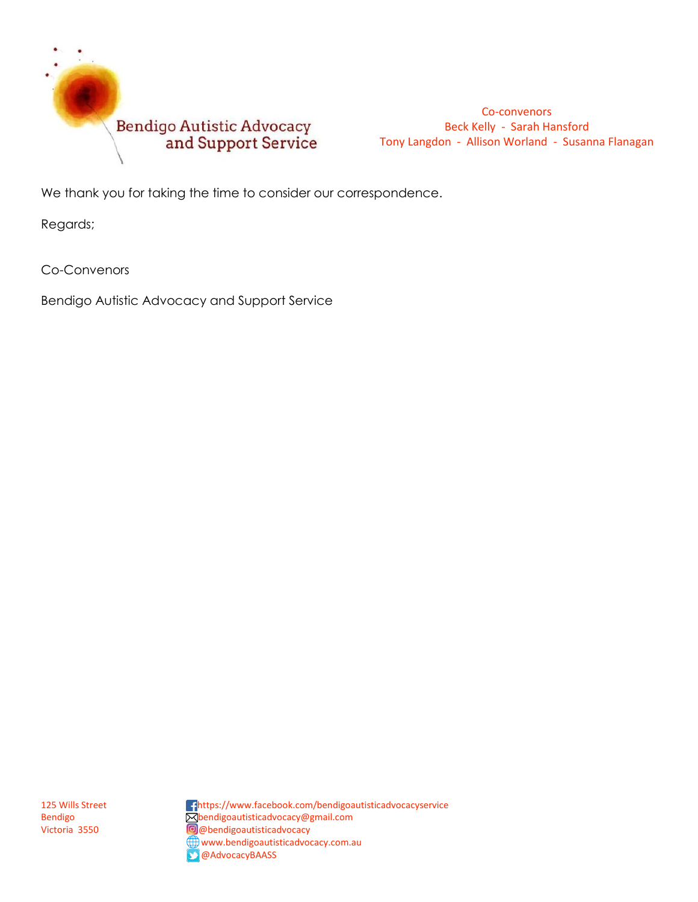Bendigo Autistic Advocacy and Support Service

Co-convenors
Beck Kelly - Sarah Hansford
Tony Langdon - Allison Worland - Susanna Flanagan

We thank you for taking the time to consider our correspondence.

Regards;

Co-Convenors

Bendigo Autistic Advocacy and Support Service

125 Wills Street
Bendigo
Victoria 3550

https://www.facebook.com/bendigoautisticadvocacyservice
bendigoautisticadvocacy@gmail.com
@bendigoautisticadvocacy
www.bendigoautisticadvocacy.com.au
@AdvocacyBAASS